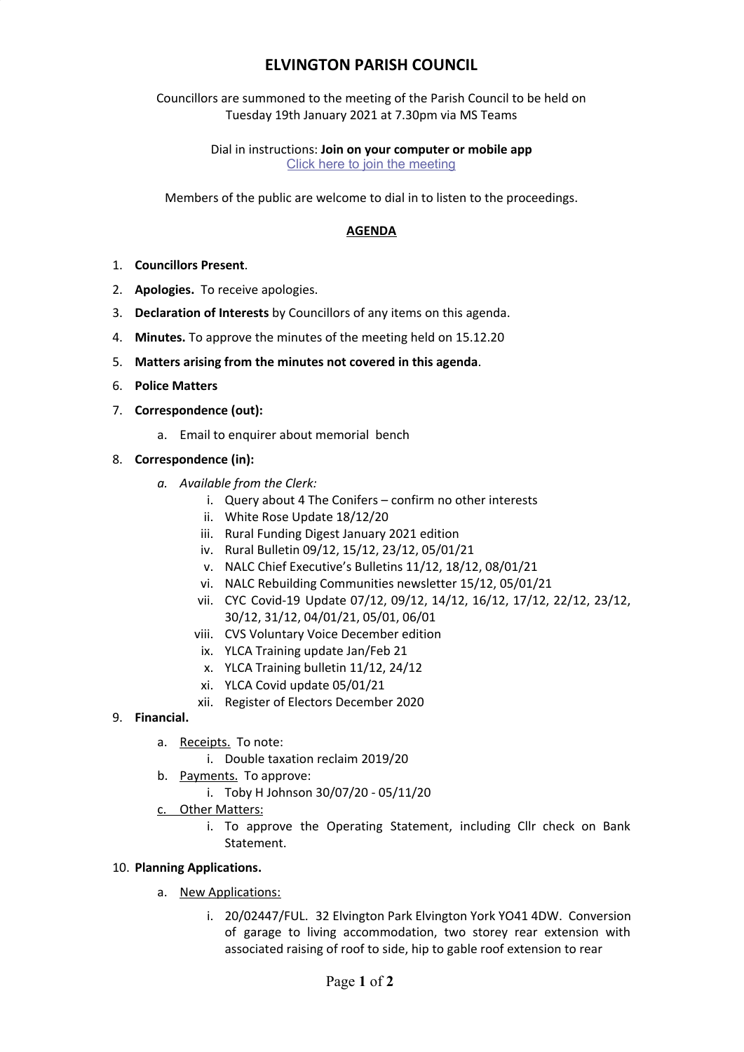# ELVINGTON PARISH COUNCIL

Councillors are summoned to the meeting of the Parish Council to be held on Tuesday 19th January 2021 at 7.30pm via MS Teams

Dial in instructions: **Join on your computer or mobile app**
Click here to join the meeting

Members of the public are welcome to dial in to listen to the proceedings.

## AGENDA

1. **Councillors Present**.
2. **Apologies.** To receive apologies.
3. **Declaration of Interests** by Councillors of any items on this agenda.
4. **Minutes.** To approve the minutes of the meeting held on 15.12.20
5. **Matters arising from the minutes not covered in this agenda**.
6. **Police Matters**
7. **Correspondence (out):**
   a. Email to enquirer about memorial bench
8. **Correspondence (in):**
   a. *Available from the Clerk:*
      i. Query about 4 The Conifers – confirm no other interests
      ii. White Rose Update 18/12/20
      iii. Rural Funding Digest January 2021 edition
      iv. Rural Bulletin 09/12, 15/12, 23/12, 05/01/21
      v. NALC Chief Executive's Bulletins 11/12, 18/12, 08/01/21
      vi. NALC Rebuilding Communities newsletter 15/12, 05/01/21
      vii. CYC Covid-19 Update 07/12, 09/12, 14/12, 16/12, 17/12, 22/12, 23/12, 30/12, 31/12, 04/01/21, 05/01, 06/01
      viii. CVS Voluntary Voice December edition
      ix. YLCA Training update Jan/Feb 21
      x. YLCA Training bulletin 11/12, 24/12
      xi. YLCA Covid update 05/01/21
      xii. Register of Electors December 2020
9. **Financial.**
   a. Receipts. To note:
      i. Double taxation reclaim 2019/20
   b. Payments. To approve:
      i. Toby H Johnson 30/07/20 - 05/11/20
   c. Other Matters:
      i. To approve the Operating Statement, including Cllr check on Bank Statement.
10. **Planning Applications.**
    a. New Applications:
       i. 20/02447/FUL. 32 Elvington Park Elvington York YO41 4DW. Conversion of garage to living accommodation, two storey rear extension with associated raising of roof to side, hip to gable roof extension to rear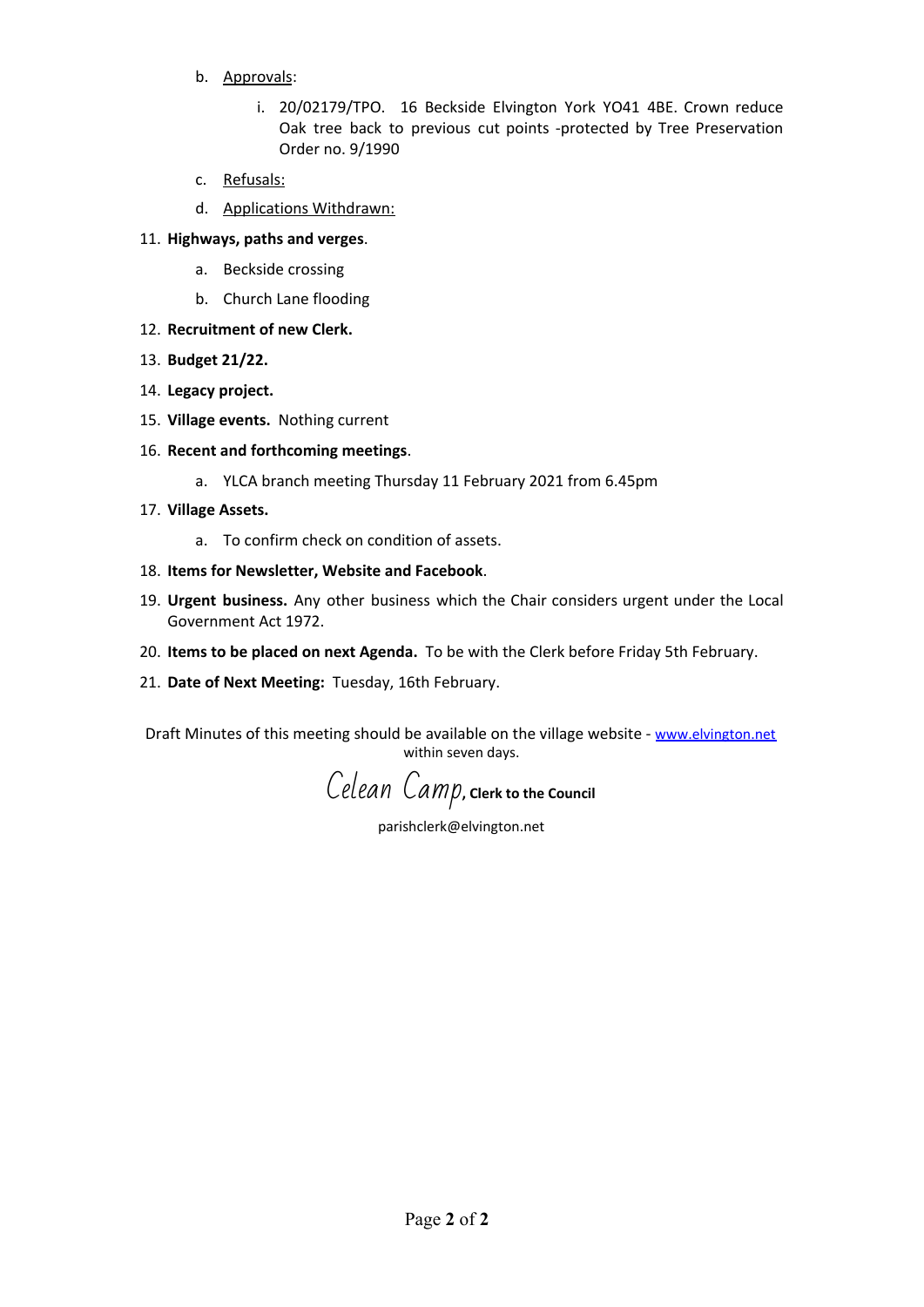b. Approvals:

      i. 20/02179/TPO. 16 Beckside Elvington York YO41 4BE. Crown reduce Oak tree back to previous cut points -protected by Tree Preservation Order no. 9/1990

   c. Refusals:

   d. Applications Withdrawn:

11. **Highways, paths and verges**.
    a. Beckside crossing
    b. Church Lane flooding
12. **Recruitment of new Clerk.**
13. **Budget 21/22.**
14. **Legacy project.**
15. **Village events.** Nothing current
16. **Recent and forthcoming meetings**.
    a. YLCA branch meeting Thursday 11 February 2021 from 6.45pm
17. **Village Assets.**
    a. To confirm check on condition of assets.
18. **Items for Newsletter, Website and Facebook**.
19. **Urgent business.** Any other business which the Chair considers urgent under the Local Government Act 1972.
20. **Items to be placed on next Agenda.** To be with the Clerk before Friday 5th February.
21. **Date of Next Meeting:** Tuesday, 16th February.

Draft Minutes of this meeting should be available on the village website - www.elvington.net within seven days.

Celean Camp, **Clerk to the Council**

parishclerk@elvington.net